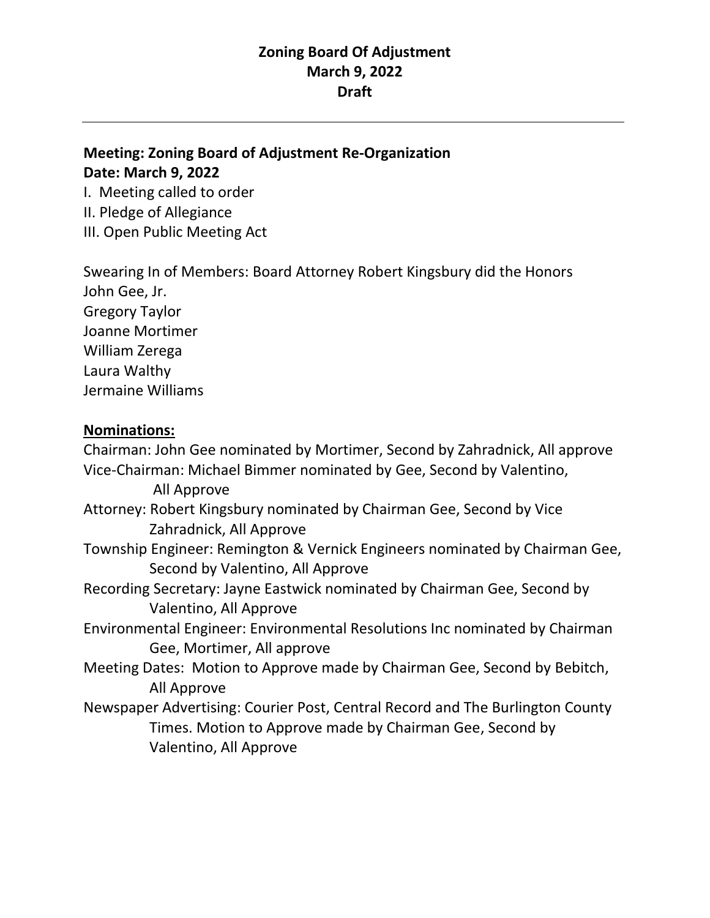# Zoning Board Of Adjustment
# March 9, 2022
# Draft

---

**Meeting: Zoning Board of Adjustment Re-Organization**
**Date: March 9, 2022**

I. Meeting called to order
II. Pledge of Allegiance
III. Open Public Meeting Act

Swearing In of Members: Board Attorney Robert Kingsbury did the Honors
John Gee, Jr.
Gregory Taylor
Joanne Mortimer
William Zerega
Laura Walthy
Jermaine Williams

**<u>Nominations:</u>**

Chairman: John Gee nominated by Mortimer, Second by Zahradnick, All approve
Vice-Chairman: Michael Bimmer nominated by Gee, Second by Valentino, All Approve
Attorney: Robert Kingsbury nominated by Chairman Gee, Second by Vice Zahradnick, All Approve
Township Engineer: Remington & Vernick Engineers nominated by Chairman Gee, Second by Valentino, All Approve
Recording Secretary: Jayne Eastwick nominated by Chairman Gee, Second by Valentino, All Approve
Environmental Engineer: Environmental Resolutions Inc nominated by Chairman Gee, Mortimer, All approve
Meeting Dates: Motion to Approve made by Chairman Gee, Second by Bebitch, All Approve
Newspaper Advertising: Courier Post, Central Record and The Burlington County Times. Motion to Approve made by Chairman Gee, Second by Valentino, All Approve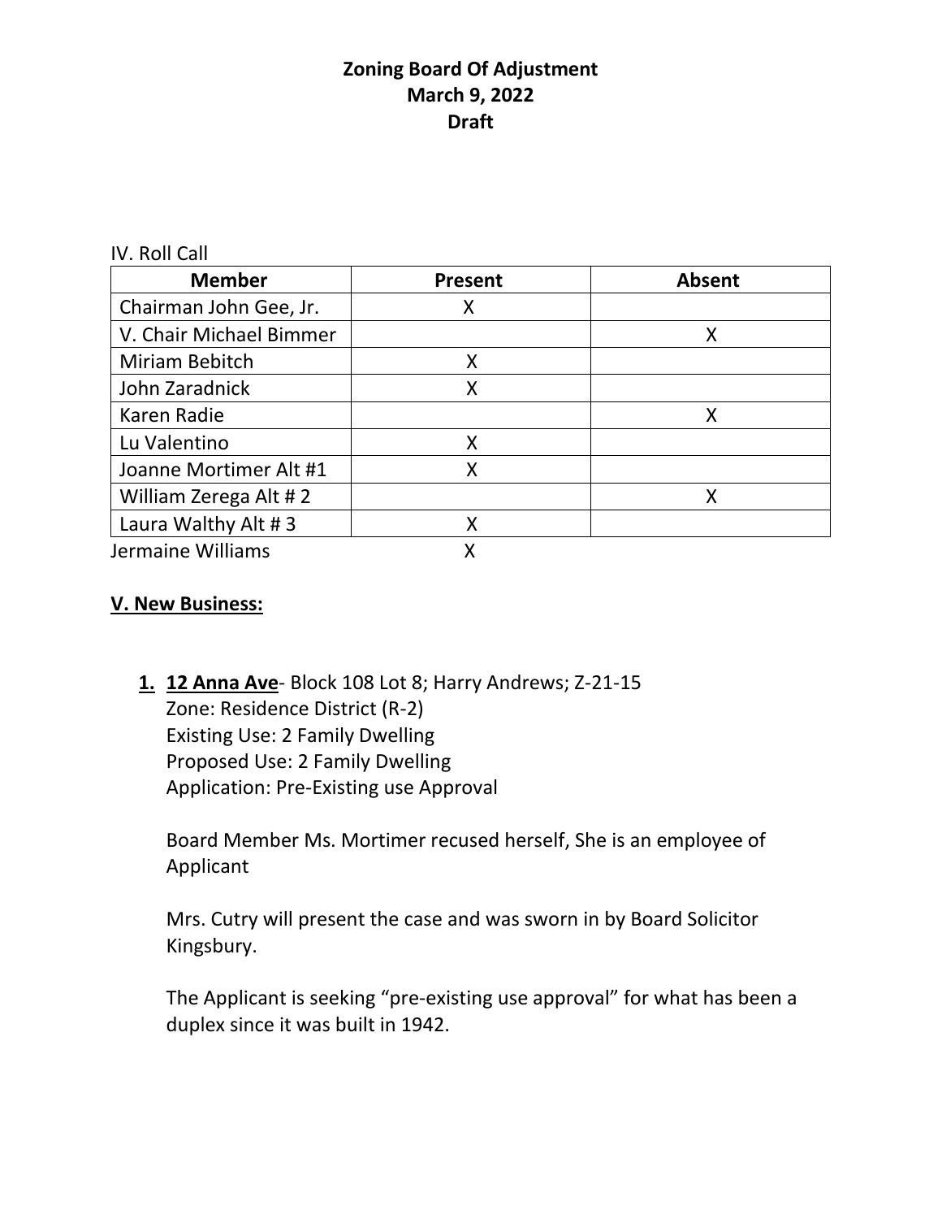**Zoning Board Of Adjustment**
**March 9, 2022**
**Draft**

IV. Roll Call

| Member | Present | Absent |
|---|---|---|
| Chairman John Gee, Jr. | X | |
| V. Chair Michael Bimmer | | X |
| Miriam Bebitch | X | |
| John Zaradnick | X | |
| Karen Radie | | X |
| Lu Valentino | X | |
| Joanne Mortimer Alt #1 | X | |
| William Zerega Alt # 2 | | X |
| Laura Walthy Alt # 3 | X | |
| Jermaine Williams | X | |

**V. New Business:**

1. **12 Anna Ave**- Block 108 Lot 8; Harry Andrews; Z-21-15
   Zone: Residence District (R-2)
   Existing Use: 2 Family Dwelling
   Proposed Use: 2 Family Dwelling
   Application: Pre-Existing use Approval

   Board Member Ms. Mortimer recused herself, She is an employee of Applicant

   Mrs. Cutry will present the case and was sworn in by Board Solicitor Kingsbury.

   The Applicant is seeking "pre-existing use approval" for what has been a duplex since it was built in 1942.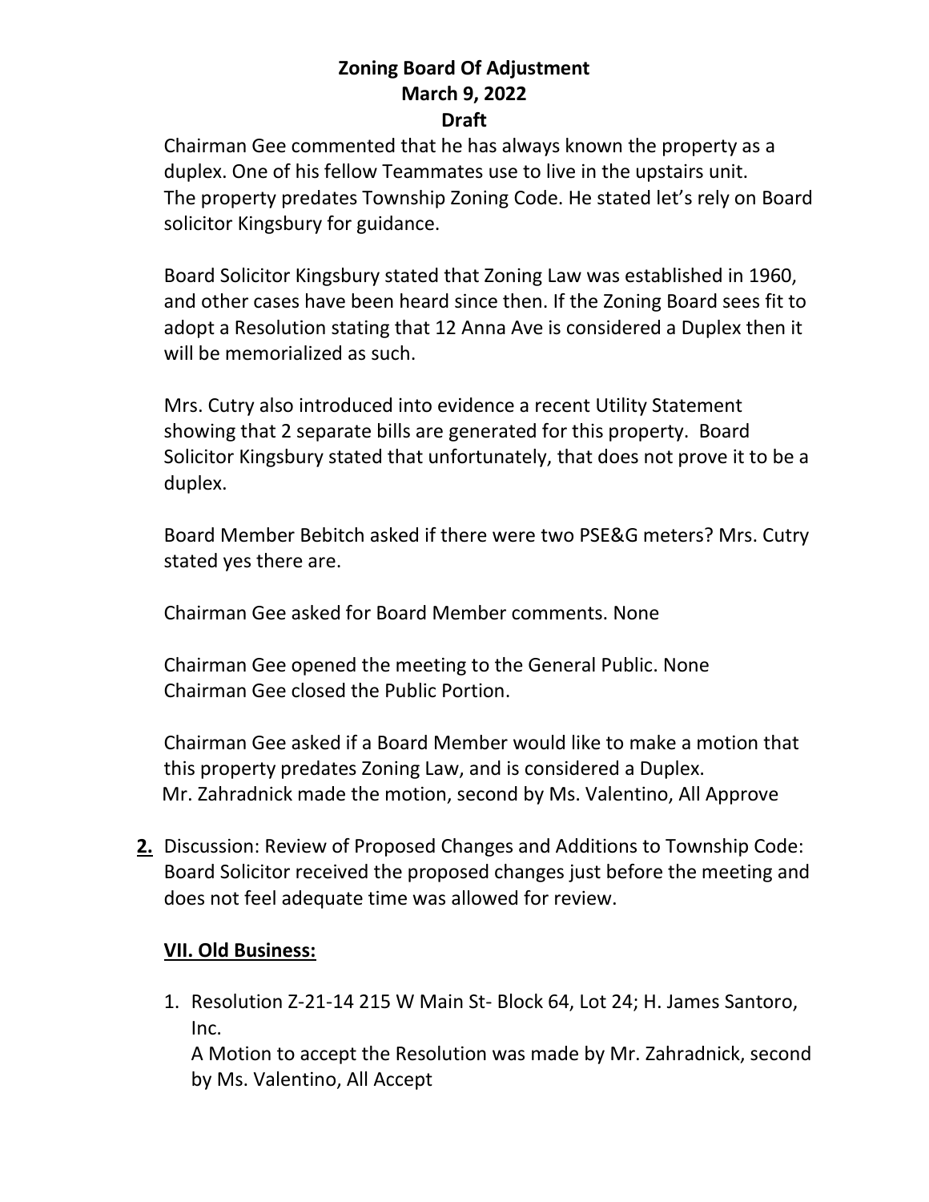**Zoning Board Of Adjustment**
**March 9, 2022**
**Draft**

Chairman Gee commented that he has always known the property as a duplex. One of his fellow Teammates use to live in the upstairs unit. The property predates Township Zoning Code. He stated let's rely on Board solicitor Kingsbury for guidance.

Board Solicitor Kingsbury stated that Zoning Law was established in 1960, and other cases have been heard since then. If the Zoning Board sees fit to adopt a Resolution stating that 12 Anna Ave is considered a Duplex then it will be memorialized as such.

Mrs. Cutry also introduced into evidence a recent Utility Statement showing that 2 separate bills are generated for this property. Board Solicitor Kingsbury stated that unfortunately, that does not prove it to be a duplex.

Board Member Bebitch asked if there were two PSE&G meters? Mrs. Cutry stated yes there are.

Chairman Gee asked for Board Member comments. None

Chairman Gee opened the meeting to the General Public. None
Chairman Gee closed the Public Portion.

Chairman Gee asked if a Board Member would like to make a motion that this property predates Zoning Law, and is considered a Duplex.
Mr. Zahradnick made the motion, second by Ms. Valentino, All Approve

**2.** Discussion: Review of Proposed Changes and Additions to Township Code: Board Solicitor received the proposed changes just before the meeting and does not feel adequate time was allowed for review.

## VII. Old Business:

1. Resolution Z-21-14 215 W Main St- Block 64, Lot 24; H. James Santoro, Inc.
   A Motion to accept the Resolution was made by Mr. Zahradnick, second by Ms. Valentino, All Accept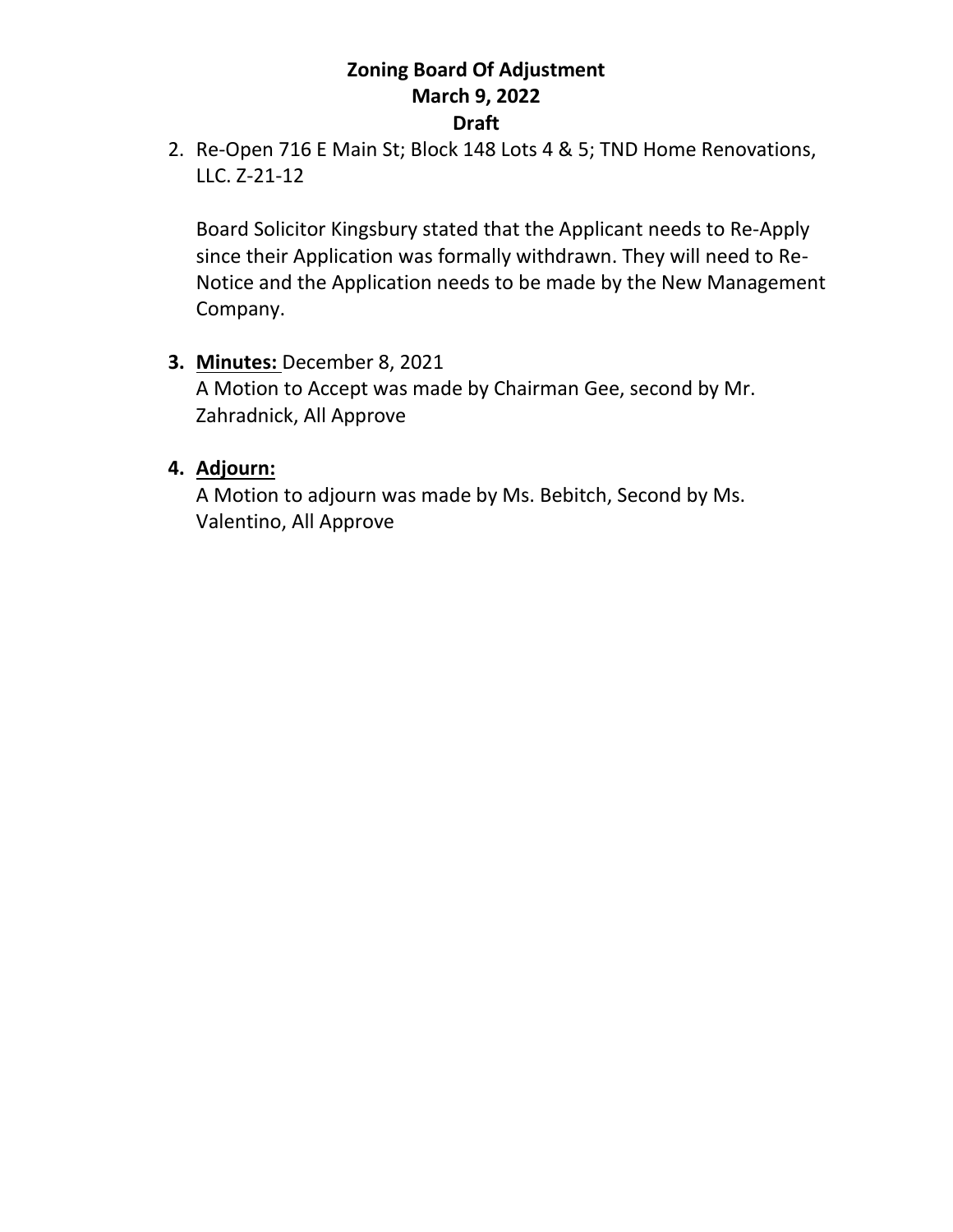**Zoning Board Of Adjustment**
**March 9, 2022**
**Draft**

2. Re-Open 716 E Main St; Block 148 Lots 4 & 5; TND Home Renovations, LLC. Z-21-12

   Board Solicitor Kingsbury stated that the Applicant needs to Re-Apply since their Application was formally withdrawn. They will need to Re-Notice and the Application needs to be made by the New Management Company.

3. **Minutes:** December 8, 2021
   A Motion to Accept was made by Chairman Gee, second by Mr. Zahradnick, All Approve

4. **Adjourn:**
   A Motion to adjourn was made by Ms. Bebitch, Second by Ms. Valentino, All Approve